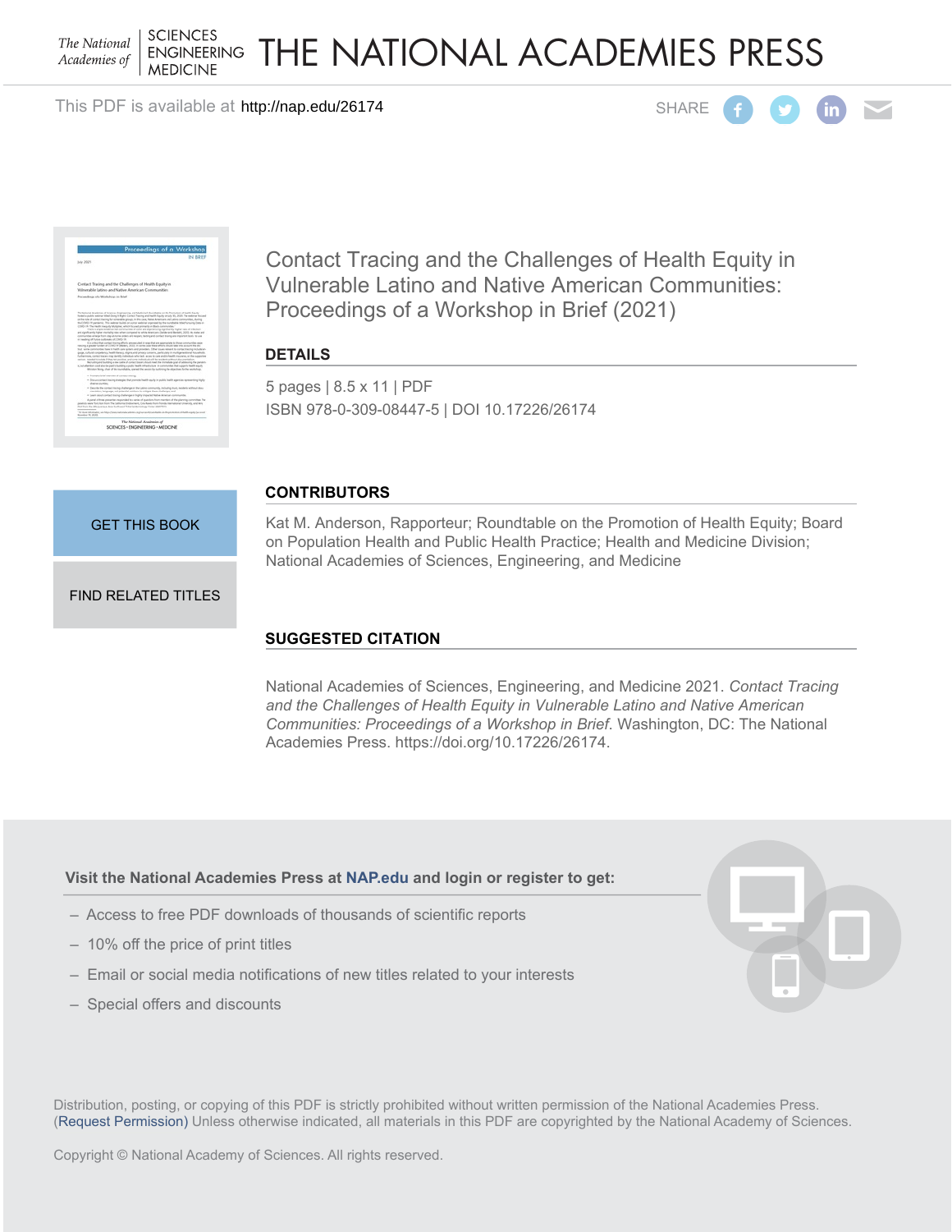THE NATIONAL ACADEMIES PRESS

This PDF is available at http://nap.edu/26174

SHARE

# Contact Tracing and the Challenges of Health Equity in Vulnerable Latino and Native American Communities: Proceedings of a Workshop in Brief (2021)

## DETAILS

5 pages | 8.5 x 11 | PDF
ISBN 978-0-309-08447-5 | DOI 10.17226/26174

GET THIS BOOK

FIND RELATED TITLES

## CONTRIBUTORS

Kat M. Anderson, Rapporteur; Roundtable on the Promotion of Health Equity; Board on Population Health and Public Health Practice; Health and Medicine Division; National Academies of Sciences, Engineering, and Medicine

## SUGGESTED CITATION

National Academies of Sciences, Engineering, and Medicine 2021. *Contact Tracing and the Challenges of Health Equity in Vulnerable Latino and Native American Communities: Proceedings of a Workshop in Brief.* Washington, DC: The National Academies Press. https://doi.org/10.17226/26174.

**Visit the National Academies Press at NAP.edu and login or register to get:**

- Access to free PDF downloads of thousands of scientific reports
- 10% off the price of print titles
- Email or social media notifications of new titles related to your interests
- Special offers and discounts

Distribution, posting, or copying of this PDF is strictly prohibited without written permission of the National Academies Press. (Request Permission) Unless otherwise indicated, all materials in this PDF are copyrighted by the National Academy of Sciences.

Copyright © National Academy of Sciences. All rights reserved.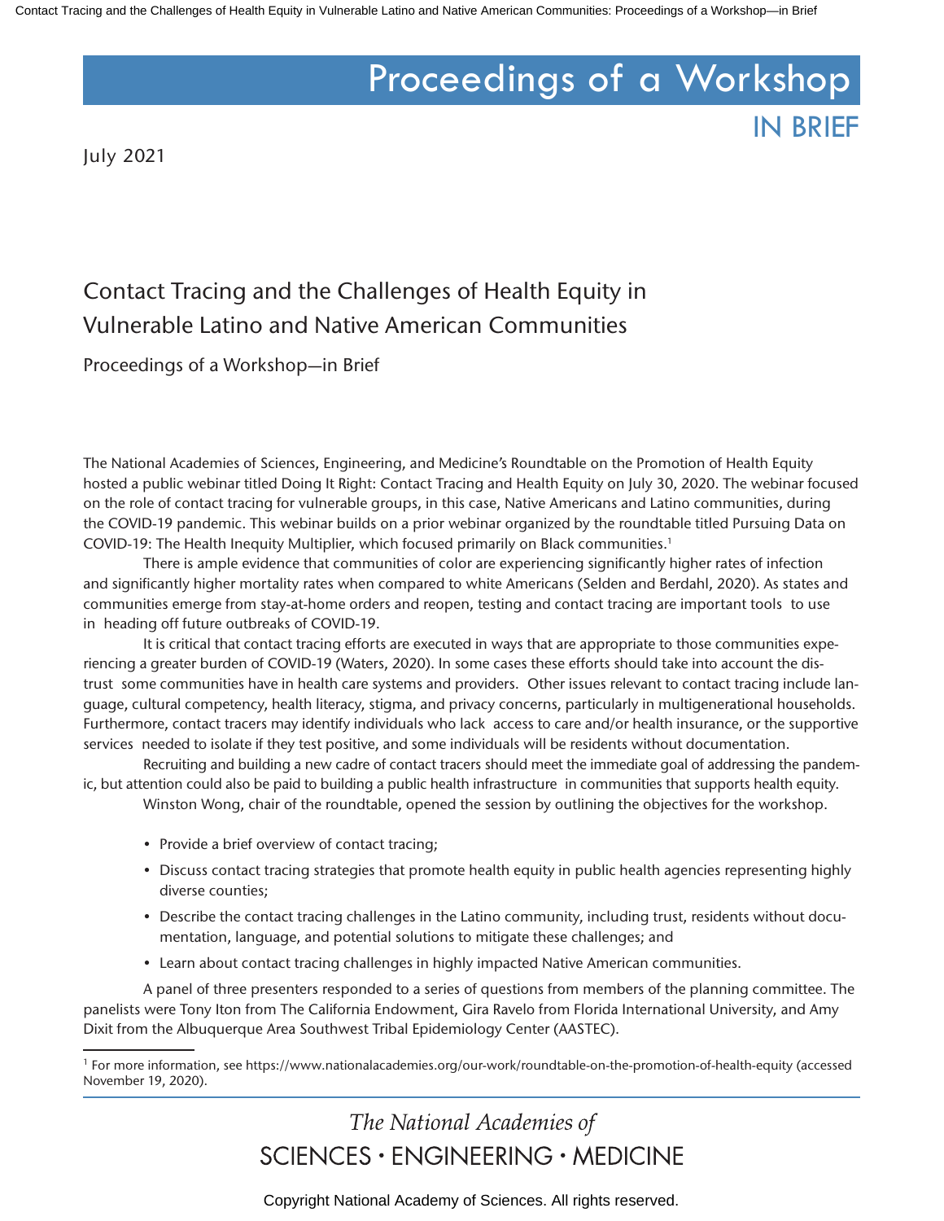# Proceedings of a Workshop

## IN BRIEF

July 2021

## Contact Tracing and the Challenges of Health Equity in Vulnerable Latino and Native American Communities

### Proceedings of a Workshop—in Brief

The National Academies of Sciences, Engineering, and Medicine's Roundtable on the Promotion of Health Equity hosted a public webinar titled Doing It Right: Contact Tracing and Health Equity on July 30, 2020. The webinar focused on the role of contact tracing for vulnerable groups, in this case, Native Americans and Latino communities, during the COVID-19 pandemic. This webinar builds on a prior webinar organized by the roundtable titled Pursuing Data on COVID-19: The Health Inequity Multiplier, which focused primarily on Black communities.[1]

There is ample evidence that communities of color are experiencing significantly higher rates of infection and significantly higher mortality rates when compared to white Americans (Selden and Berdahl, 2020). As states and communities emerge from stay-at-home orders and reopen, testing and contact tracing are important tools to use in heading off future outbreaks of COVID-19.

It is critical that contact tracing efforts are executed in ways that are appropriate to those communities experiencing a greater burden of COVID-19 (Waters, 2020). In some cases these efforts should take into account the distrust some communities have in health care systems and providers. Other issues relevant to contact tracing include language, cultural competency, health literacy, stigma, and privacy concerns, particularly in multigenerational households. Furthermore, contact tracers may identify individuals who lack access to care and/or health insurance, or the supportive services needed to isolate if they test positive, and some individuals will be residents without documentation.

Recruiting and building a new cadre of contact tracers should meet the immediate goal of addressing the pandemic, but attention could also be paid to building a public health infrastructure in communities that supports health equity.

Winston Wong, chair of the roundtable, opened the session by outlining the objectives for the workshop.

- Provide a brief overview of contact tracing;
- Discuss contact tracing strategies that promote health equity in public health agencies representing highly diverse counties;
- Describe the contact tracing challenges in the Latino community, including trust, residents without documentation, language, and potential solutions to mitigate these challenges; and
- Learn about contact tracing challenges in highly impacted Native American communities.

A panel of three presenters responded to a series of questions from members of the planning committee. The panelists were Tony Iton from The California Endowment, Gira Ravelo from Florida International University, and Amy Dixit from the Albuquerque Area Southwest Tribal Epidemiology Center (AASTEC).

---

[1] For more information, see https://www.nationalacademies.org/our-work/roundtable-on-the-promotion-of-health-equity (accessed November 19, 2020).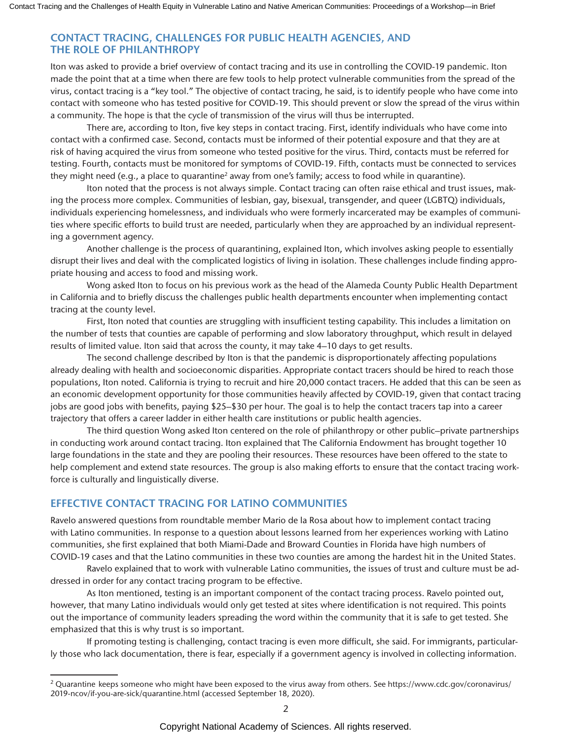## CONTACT TRACING, CHALLENGES FOR PUBLIC HEALTH AGENCIES, AND THE ROLE OF PHILANTHROPY

Iton was asked to provide a brief overview of contact tracing and its use in controlling the COVID-19 pandemic. Iton made the point that at a time when there are few tools to help protect vulnerable communities from the spread of the virus, contact tracing is a "key tool." The objective of contact tracing, he said, is to identify people who have come into contact with someone who has tested positive for COVID-19. This should prevent or slow the spread of the virus within a community. The hope is that the cycle of transmission of the virus will thus be interrupted.

There are, according to Iton, five key steps in contact tracing. First, identify individuals who have come into contact with a confirmed case. Second, contacts must be informed of their potential exposure and that they are at risk of having acquired the virus from someone who tested positive for the virus. Third, contacts must be referred for testing. Fourth, contacts must be monitored for symptoms of COVID-19. Fifth, contacts must be connected to services they might need (e.g., a place to quarantine[2] away from one's family; access to food while in quarantine).

Iton noted that the process is not always simple. Contact tracing can often raise ethical and trust issues, making the process more complex. Communities of lesbian, gay, bisexual, transgender, and queer (LGBTQ) individuals, individuals experiencing homelessness, and individuals who were formerly incarcerated may be examples of communities where specific efforts to build trust are needed, particularly when they are approached by an individual representing a government agency.

Another challenge is the process of quarantining, explained Iton, which involves asking people to essentially disrupt their lives and deal with the complicated logistics of living in isolation. These challenges include finding appropriate housing and access to food and missing work.

Wong asked Iton to focus on his previous work as the head of the Alameda County Public Health Department in California and to briefly discuss the challenges public health departments encounter when implementing contact tracing at the county level.

First, Iton noted that counties are struggling with insufficient testing capability. This includes a limitation on the number of tests that counties are capable of performing and slow laboratory throughput, which result in delayed results of limited value. Iton said that across the county, it may take 4–10 days to get results.

The second challenge described by Iton is that the pandemic is disproportionately affecting populations already dealing with health and socioeconomic disparities. Appropriate contact tracers should be hired to reach those populations, Iton noted. California is trying to recruit and hire 20,000 contact tracers. He added that this can be seen as an economic development opportunity for those communities heavily affected by COVID-19, given that contact tracing jobs are good jobs with benefits, paying $25–$30 per hour. The goal is to help the contact tracers tap into a career trajectory that offers a career ladder in either health care institutions or public health agencies.

The third question Wong asked Iton centered on the role of philanthropy or other public–private partnerships in conducting work around contact tracing. Iton explained that The California Endowment has brought together 10 large foundations in the state and they are pooling their resources. These resources have been offered to the state to help complement and extend state resources. The group is also making efforts to ensure that the contact tracing workforce is culturally and linguistically diverse.

## EFFECTIVE CONTACT TRACING FOR LATINO COMMUNITIES

Ravelo answered questions from roundtable member Mario de la Rosa about how to implement contact tracing with Latino communities. In response to a question about lessons learned from her experiences working with Latino communities, she first explained that both Miami-Dade and Broward Counties in Florida have high numbers of COVID-19 cases and that the Latino communities in these two counties are among the hardest hit in the United States.

Ravelo explained that to work with vulnerable Latino communities, the issues of trust and culture must be addressed in order for any contact tracing program to be effective.

As Iton mentioned, testing is an important component of the contact tracing process. Ravelo pointed out, however, that many Latino individuals would only get tested at sites where identification is not required. This points out the importance of community leaders spreading the word within the community that it is safe to get tested. She emphasized that this is why trust is so important.

If promoting testing is challenging, contact tracing is even more difficult, she said. For immigrants, particularly those who lack documentation, there is fear, especially if a government agency is involved in collecting information.

---

[2] Quarantine keeps someone who might have been exposed to the virus away from others. See https://www.cdc.gov/coronavirus/2019-ncov/if-you-are-sick/quarantine.html (accessed September 18, 2020).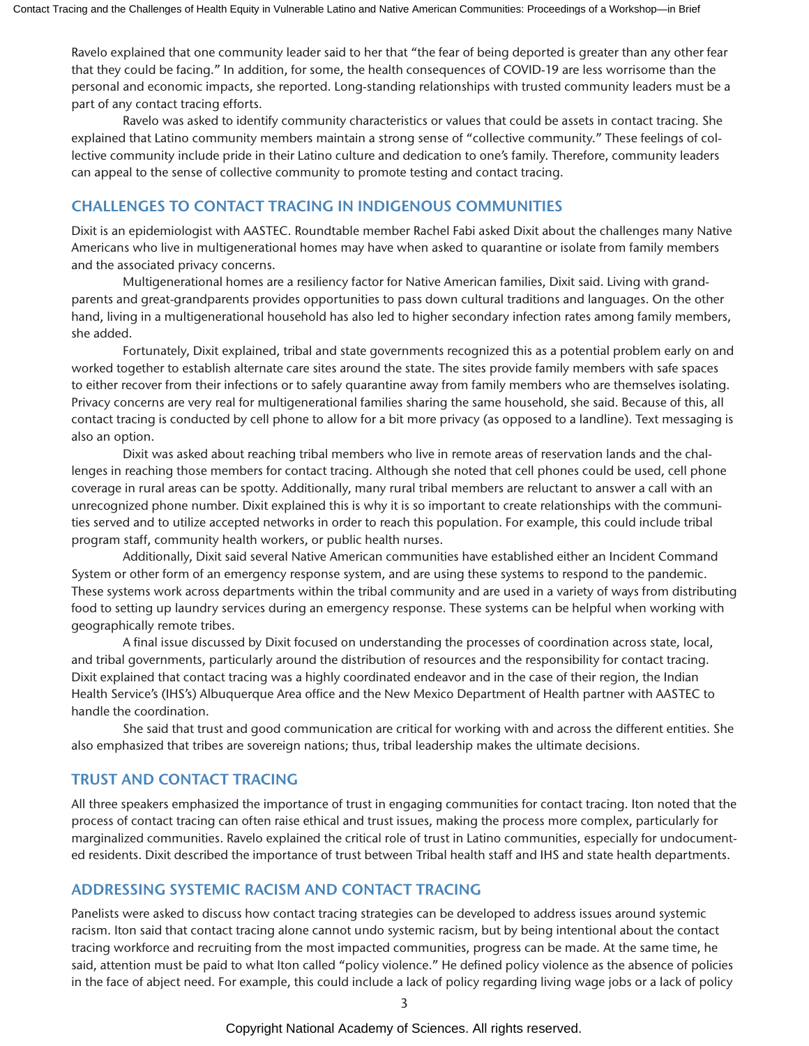Ravelo explained that one community leader said to her that “the fear of being deported is greater than any other fear that they could be facing.” In addition, for some, the health consequences of COVID-19 are less worrisome than the personal and economic impacts, she reported. Long-standing relationships with trusted community leaders must be a part of any contact tracing efforts.

Ravelo was asked to identify community characteristics or values that could be assets in contact tracing. She explained that Latino community members maintain a strong sense of “collective community.” These feelings of collective community include pride in their Latino culture and dedication to one’s family. Therefore, community leaders can appeal to the sense of collective community to promote testing and contact tracing.

## CHALLENGES TO CONTACT TRACING IN INDIGENOUS COMMUNITIES

Dixit is an epidemiologist with AASTEC. Roundtable member Rachel Fabi asked Dixit about the challenges many Native Americans who live in multigenerational homes may have when asked to quarantine or isolate from family members and the associated privacy concerns.

Multigenerational homes are a resiliency factor for Native American families, Dixit said. Living with grandparents and great-grandparents provides opportunities to pass down cultural traditions and languages. On the other hand, living in a multigenerational household has also led to higher secondary infection rates among family members, she added.

Fortunately, Dixit explained, tribal and state governments recognized this as a potential problem early on and worked together to establish alternate care sites around the state. The sites provide family members with safe spaces to either recover from their infections or to safely quarantine away from family members who are themselves isolating. Privacy concerns are very real for multigenerational families sharing the same household, she said. Because of this, all contact tracing is conducted by cell phone to allow for a bit more privacy (as opposed to a landline). Text messaging is also an option.

Dixit was asked about reaching tribal members who live in remote areas of reservation lands and the challenges in reaching those members for contact tracing. Although she noted that cell phones could be used, cell phone coverage in rural areas can be spotty. Additionally, many rural tribal members are reluctant to answer a call with an unrecognized phone number. Dixit explained this is why it is so important to create relationships with the communities served and to utilize accepted networks in order to reach this population. For example, this could include tribal program staff, community health workers, or public health nurses.

Additionally, Dixit said several Native American communities have established either an Incident Command System or other form of an emergency response system, and are using these systems to respond to the pandemic. These systems work across departments within the tribal community and are used in a variety of ways from distributing food to setting up laundry services during an emergency response. These systems can be helpful when working with geographically remote tribes.

A final issue discussed by Dixit focused on understanding the processes of coordination across state, local, and tribal governments, particularly around the distribution of resources and the responsibility for contact tracing. Dixit explained that contact tracing was a highly coordinated endeavor and in the case of their region, the Indian Health Service’s (IHS’s) Albuquerque Area office and the New Mexico Department of Health partner with AASTEC to handle the coordination.

She said that trust and good communication are critical for working with and across the different entities. She also emphasized that tribes are sovereign nations; thus, tribal leadership makes the ultimate decisions.

## TRUST AND CONTACT TRACING

All three speakers emphasized the importance of trust in engaging communities for contact tracing. Iton noted that the process of contact tracing can often raise ethical and trust issues, making the process more complex, particularly for marginalized communities. Ravelo explained the critical role of trust in Latino communities, especially for undocumented residents. Dixit described the importance of trust between Tribal health staff and IHS and state health departments.

## ADDRESSING SYSTEMIC RACISM AND CONTACT TRACING

Panelists were asked to discuss how contact tracing strategies can be developed to address issues around systemic racism. Iton said that contact tracing alone cannot undo systemic racism, but by being intentional about the contact tracing workforce and recruiting from the most impacted communities, progress can be made. At the same time, he said, attention must be paid to what Iton called “policy violence.” He defined policy violence as the absence of policies in the face of abject need. For example, this could include a lack of policy regarding living wage jobs or a lack of policy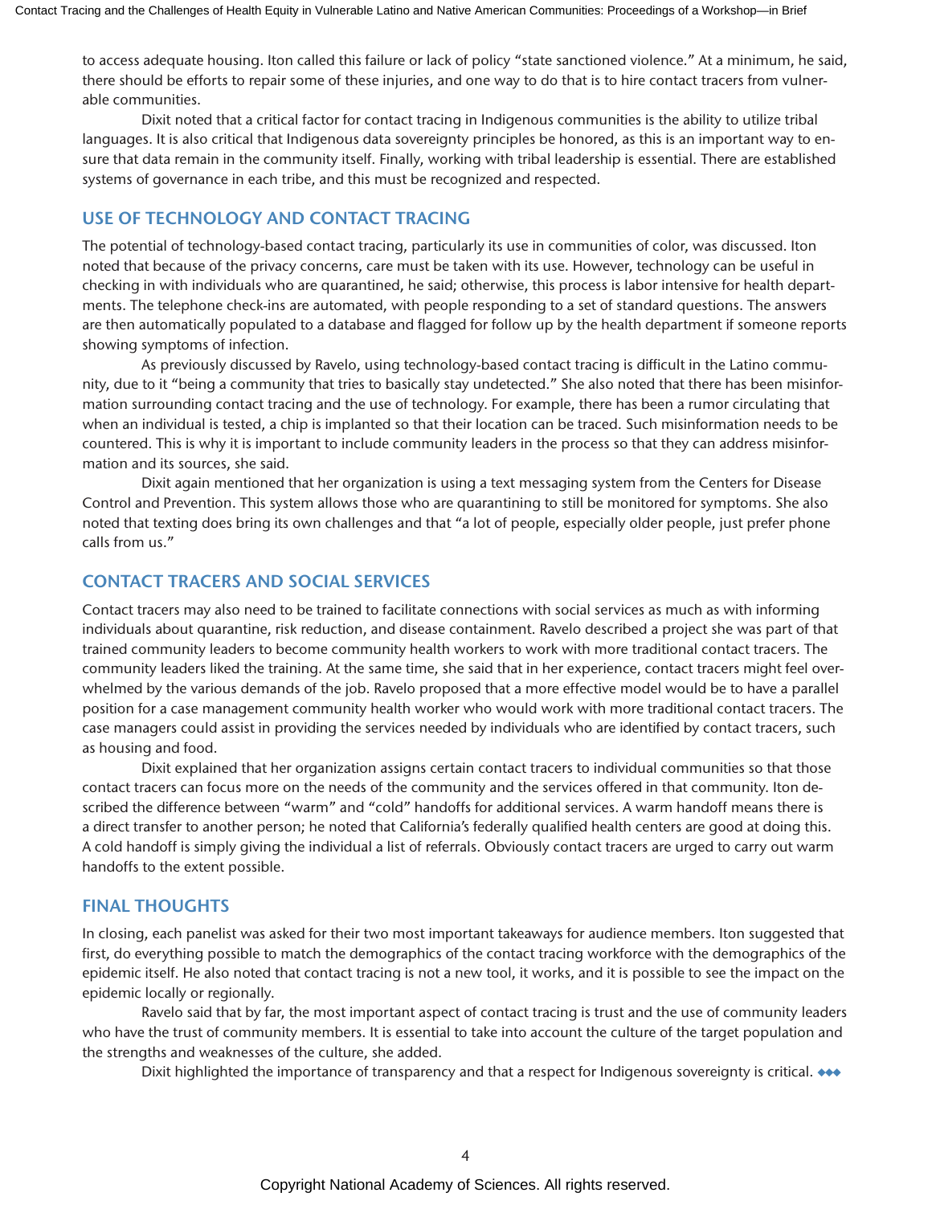to access adequate housing. Iton called this failure or lack of policy "state sanctioned violence." At a minimum, he said, there should be efforts to repair some of these injuries, and one way to do that is to hire contact tracers from vulnerable communities.

Dixit noted that a critical factor for contact tracing in Indigenous communities is the ability to utilize tribal languages. It is also critical that Indigenous data sovereignty principles be honored, as this is an important way to ensure that data remain in the community itself. Finally, working with tribal leadership is essential. There are established systems of governance in each tribe, and this must be recognized and respected.

## USE OF TECHNOLOGY AND CONTACT TRACING

The potential of technology-based contact tracing, particularly its use in communities of color, was discussed. Iton noted that because of the privacy concerns, care must be taken with its use. However, technology can be useful in checking in with individuals who are quarantined, he said; otherwise, this process is labor intensive for health departments. The telephone check-ins are automated, with people responding to a set of standard questions. The answers are then automatically populated to a database and flagged for follow up by the health department if someone reports showing symptoms of infection.

As previously discussed by Ravelo, using technology-based contact tracing is difficult in the Latino community, due to it "being a community that tries to basically stay undetected." She also noted that there has been misinformation surrounding contact tracing and the use of technology. For example, there has been a rumor circulating that when an individual is tested, a chip is implanted so that their location can be traced. Such misinformation needs to be countered. This is why it is important to include community leaders in the process so that they can address misinformation and its sources, she said.

Dixit again mentioned that her organization is using a text messaging system from the Centers for Disease Control and Prevention. This system allows those who are quarantining to still be monitored for symptoms. She also noted that texting does bring its own challenges and that "a lot of people, especially older people, just prefer phone calls from us."

## CONTACT TRACERS AND SOCIAL SERVICES

Contact tracers may also need to be trained to facilitate connections with social services as much as with informing individuals about quarantine, risk reduction, and disease containment. Ravelo described a project she was part of that trained community leaders to become community health workers to work with more traditional contact tracers. The community leaders liked the training. At the same time, she said that in her experience, contact tracers might feel overwhelmed by the various demands of the job. Ravelo proposed that a more effective model would be to have a parallel position for a case management community health worker who would work with more traditional contact tracers. The case managers could assist in providing the services needed by individuals who are identified by contact tracers, such as housing and food.

Dixit explained that her organization assigns certain contact tracers to individual communities so that those contact tracers can focus more on the needs of the community and the services offered in that community. Iton described the difference between "warm" and "cold" handoffs for additional services. A warm handoff means there is a direct transfer to another person; he noted that California's federally qualified health centers are good at doing this. A cold handoff is simply giving the individual a list of referrals. Obviously contact tracers are urged to carry out warm handoffs to the extent possible.

## FINAL THOUGHTS

In closing, each panelist was asked for their two most important takeaways for audience members. Iton suggested that first, do everything possible to match the demographics of the contact tracing workforce with the demographics of the epidemic itself. He also noted that contact tracing is not a new tool, it works, and it is possible to see the impact on the epidemic locally or regionally.

Ravelo said that by far, the most important aspect of contact tracing is trust and the use of community leaders who have the trust of community members. It is essential to take into account the culture of the target population and the strengths and weaknesses of the culture, she added.

Dixit highlighted the importance of transparency and that a respect for Indigenous sovereignty is critical. ◆◆◆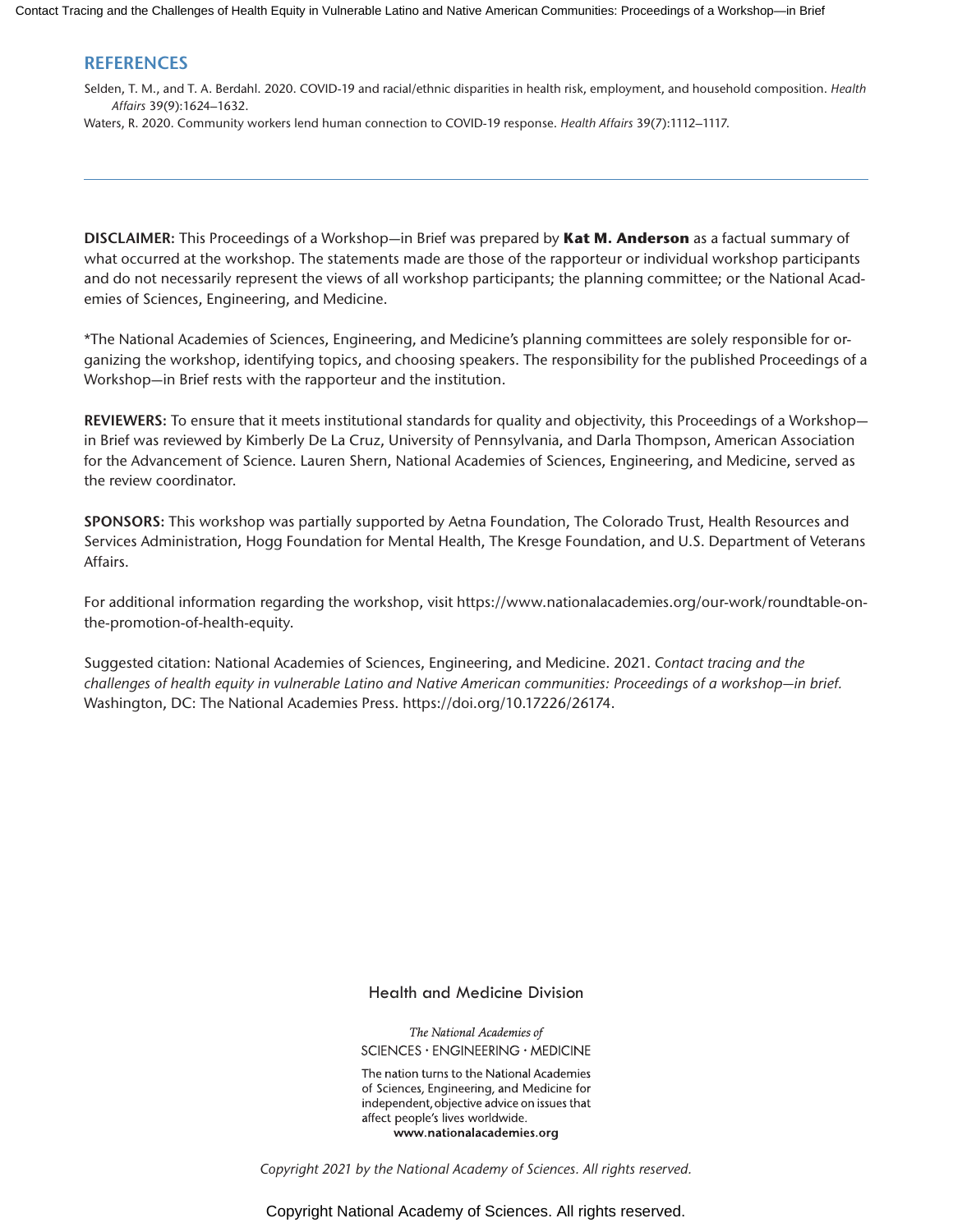## REFERENCES

Selden, T. M., and T. A. Berdahl. 2020. COVID-19 and racial/ethnic disparities in health risk, employment, and household composition. *Health Affairs* 39(9):1624–1632.

Waters, R. 2020. Community workers lend human connection to COVID-19 response. *Health Affairs* 39(7):1112–1117.

---

**DISCLAIMER:** This Proceedings of a Workshop—in Brief was prepared by **Kat M. Anderson** as a factual summary of what occurred at the workshop. The statements made are those of the rapporteur or individual workshop participants and do not necessarily represent the views of all workshop participants; the planning committee; or the National Academies of Sciences, Engineering, and Medicine.

*The National Academies of Sciences, Engineering, and Medicine's planning committees are solely responsible for organizing the workshop, identifying topics, and choosing speakers. The responsibility for the published Proceedings of a Workshop—in Brief rests with the rapporteur and the institution.

**REVIEWERS:** To ensure that it meets institutional standards for quality and objectivity, this Proceedings of a Workshop—in Brief was reviewed by Kimberly De La Cruz, University of Pennsylvania, and Darla Thompson, American Association for the Advancement of Science. Lauren Shern, National Academies of Sciences, Engineering, and Medicine, served as the review coordinator.

**SPONSORS:** This workshop was partially supported by Aetna Foundation, The Colorado Trust, Health Resources and Services Administration, Hogg Foundation for Mental Health, The Kresge Foundation, and U.S. Department of Veterans Affairs.

For additional information regarding the workshop, visit https://www.nationalacademies.org/our-work/roundtable-on-the-promotion-of-health-equity.

Suggested citation: National Academies of Sciences, Engineering, and Medicine. 2021. *Contact tracing and the challenges of health equity in vulnerable Latino and Native American communities: Proceedings of a workshop—in brief.* Washington, DC: The National Academies Press. https://doi.org/10.17226/26174.

Health and Medicine Division

*The National Academies of*
SCIENCES · ENGINEERING · MEDICINE

The nation turns to the National Academies of Sciences, Engineering, and Medicine for independent, objective advice on issues that affect people's lives worldwide.
**www.nationalacademies.org**

*Copyright 2021 by the National Academy of Sciences. All rights reserved.*